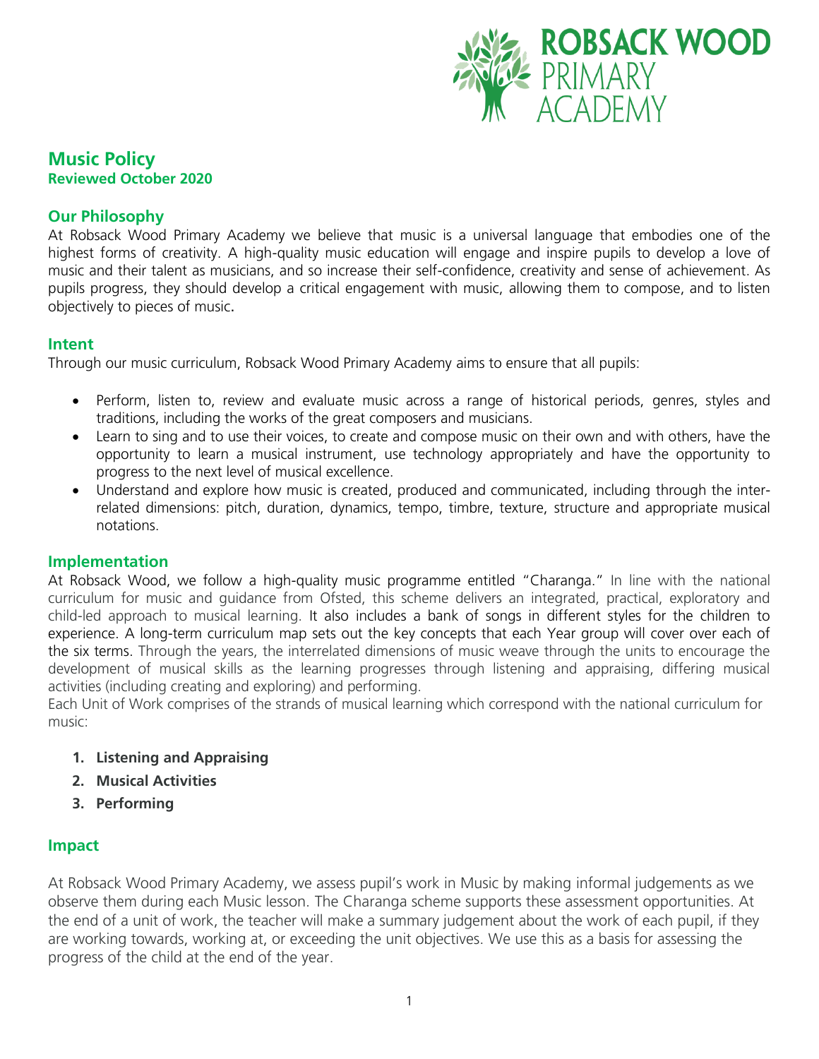ROBSACK WOOD PRIMARY ACADEMY

# Music Policy

**Reviewed October 2020**

## Our Philosophy

At Robsack Wood Primary Academy we believe that music is a universal language that embodies one of the highest forms of creativity. A high-quality music education will engage and inspire pupils to develop a love of music and their talent as musicians, and so increase their self-confidence, creativity and sense of achievement. As pupils progress, they should develop a critical engagement with music, allowing them to compose, and to listen objectively to pieces of music.

## Intent

Through our music curriculum, Robsack Wood Primary Academy aims to ensure that all pupils:

- Perform, listen to, review and evaluate music across a range of historical periods, genres, styles and traditions, including the works of the great composers and musicians.
- Learn to sing and to use their voices, to create and compose music on their own and with others, have the opportunity to learn a musical instrument, use technology appropriately and have the opportunity to progress to the next level of musical excellence.
- Understand and explore how music is created, produced and communicated, including through the inter-related dimensions: pitch, duration, dynamics, tempo, timbre, texture, structure and appropriate musical notations.

## Implementation

At Robsack Wood, we follow a high-quality music programme entitled "Charanga." In line with the national curriculum for music and guidance from Ofsted, this scheme delivers an integrated, practical, exploratory and child-led approach to musical learning. It also includes a bank of songs in different styles for the children to experience. A long-term curriculum map sets out the key concepts that each Year group will cover over each of the six terms. Through the years, the interrelated dimensions of music weave through the units to encourage the development of musical skills as the learning progresses through listening and appraising, differing musical activities (including creating and exploring) and performing.

Each Unit of Work comprises of the strands of musical learning which correspond with the national curriculum for music:

1. **Listening and Appraising**
2. **Musical Activities**
3. **Performing**

## Impact

At Robsack Wood Primary Academy, we assess pupil's work in Music by making informal judgements as we observe them during each Music lesson. The Charanga scheme supports these assessment opportunities. At the end of a unit of work, the teacher will make a summary judgement about the work of each pupil, if they are working towards, working at, or exceeding the unit objectives. We use this as a basis for assessing the progress of the child at the end of the year.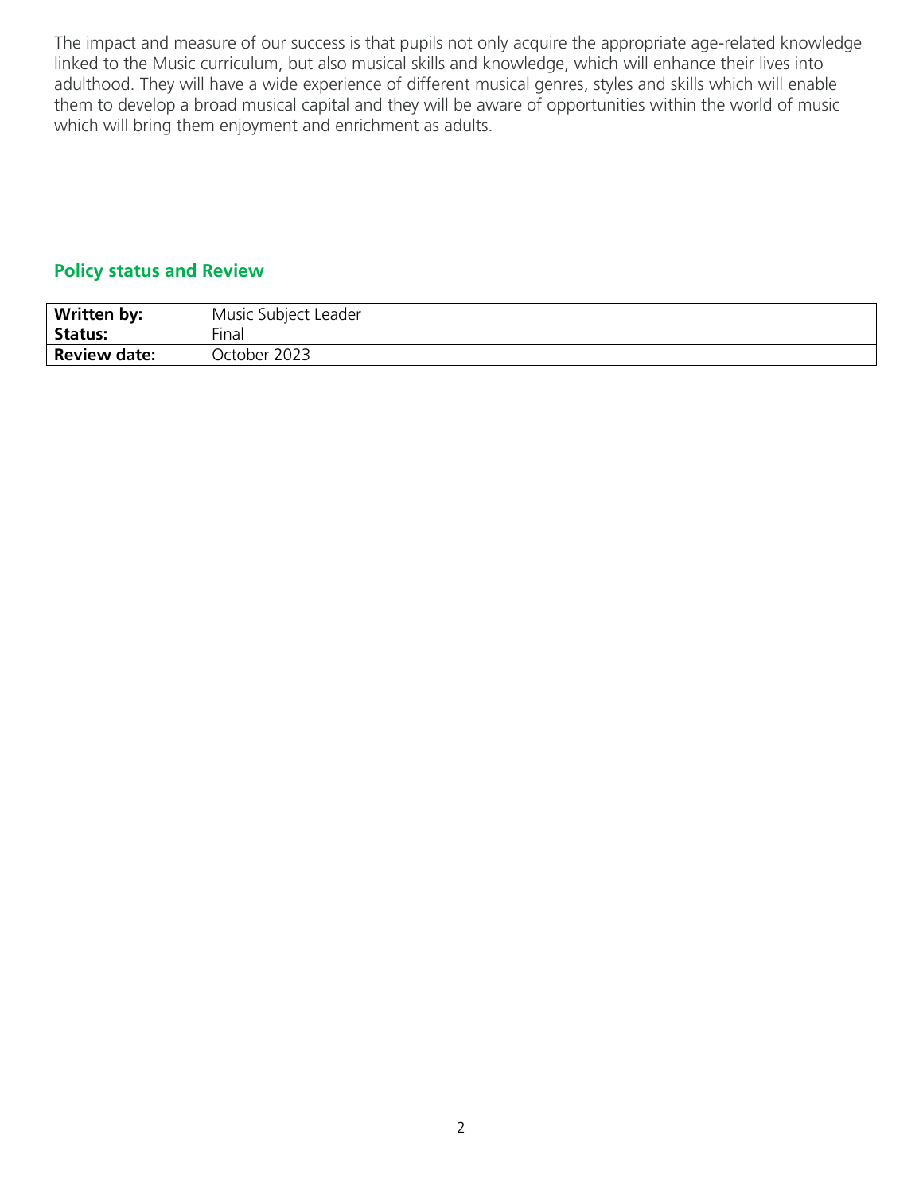The impact and measure of our success is that pupils not only acquire the appropriate age-related knowledge linked to the Music curriculum, but also musical skills and knowledge, which will enhance their lives into adulthood. They will have a wide experience of different musical genres, styles and skills which will enable them to develop a broad musical capital and they will be aware of opportunities within the world of music which will bring them enjoyment and enrichment as adults.

## Policy status and Review

| | |
|---|---|
| **Written by:** | Music Subject Leader |
| **Status:** | Final |
| **Review date:** | October 2023 |